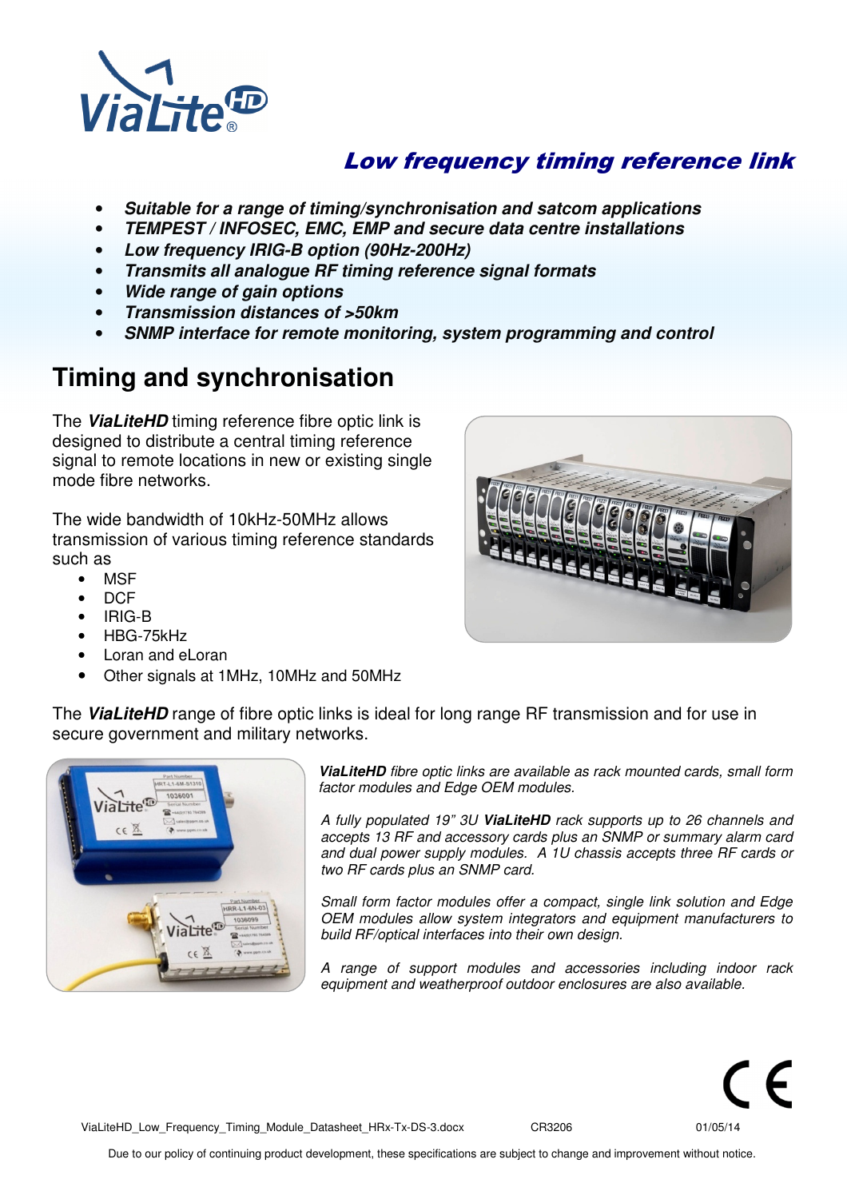## *Low frequency timing reference link*

- ***Suitable for a range of timing/synchronisation and satcom applications***
- ***TEMPEST / INFOSEC, EMC, EMP and secure data centre installations***
- ***Low frequency IRIG-B option (90Hz-200Hz)***
- ***Transmits all analogue RF timing reference signal formats***
- ***Wide range of gain options***
- ***Transmission distances of >50km***
- ***SNMP interface for remote monitoring, system programming and control***

# Timing and synchronisation

The ***ViaLiteHD*** timing reference fibre optic link is designed to distribute a central timing reference signal to remote locations in new or existing single mode fibre networks.

The wide bandwidth of 10kHz-50MHz allows transmission of various timing reference standards such as

- MSF
- DCF
- IRIG-B
- HBG-75kHz
- Loran and eLoran
- Other signals at 1MHz, 10MHz and 50MHz

The ***ViaLiteHD*** range of fibre optic links is ideal for long range RF transmission and for use in secure government and military networks.

***ViaLiteHD*** *fibre optic links are available as rack mounted cards, small form factor modules and Edge OEM modules.*

*A fully populated 19" 3U* ***ViaLiteHD*** *rack supports up to 26 channels and accepts 13 RF and accessory cards plus an SNMP or summary alarm card and dual power supply modules. A 1U chassis accepts three RF cards or two RF cards plus an SNMP card.*

*Small form factor modules offer a compact, single link solution and Edge OEM modules allow system integrators and equipment manufacturers to build RF/optical interfaces into their own design.*

*A range of support modules and accessories including indoor rack equipment and weatherproof outdoor enclosures are also available.*

ViaLiteHD_Low_Frequency_Timing_Module_Datasheet_HRx-Tx-DS-3.docx CR3206 01/05/14

Due to our policy of continuing product development, these specifications are subject to change and improvement without notice.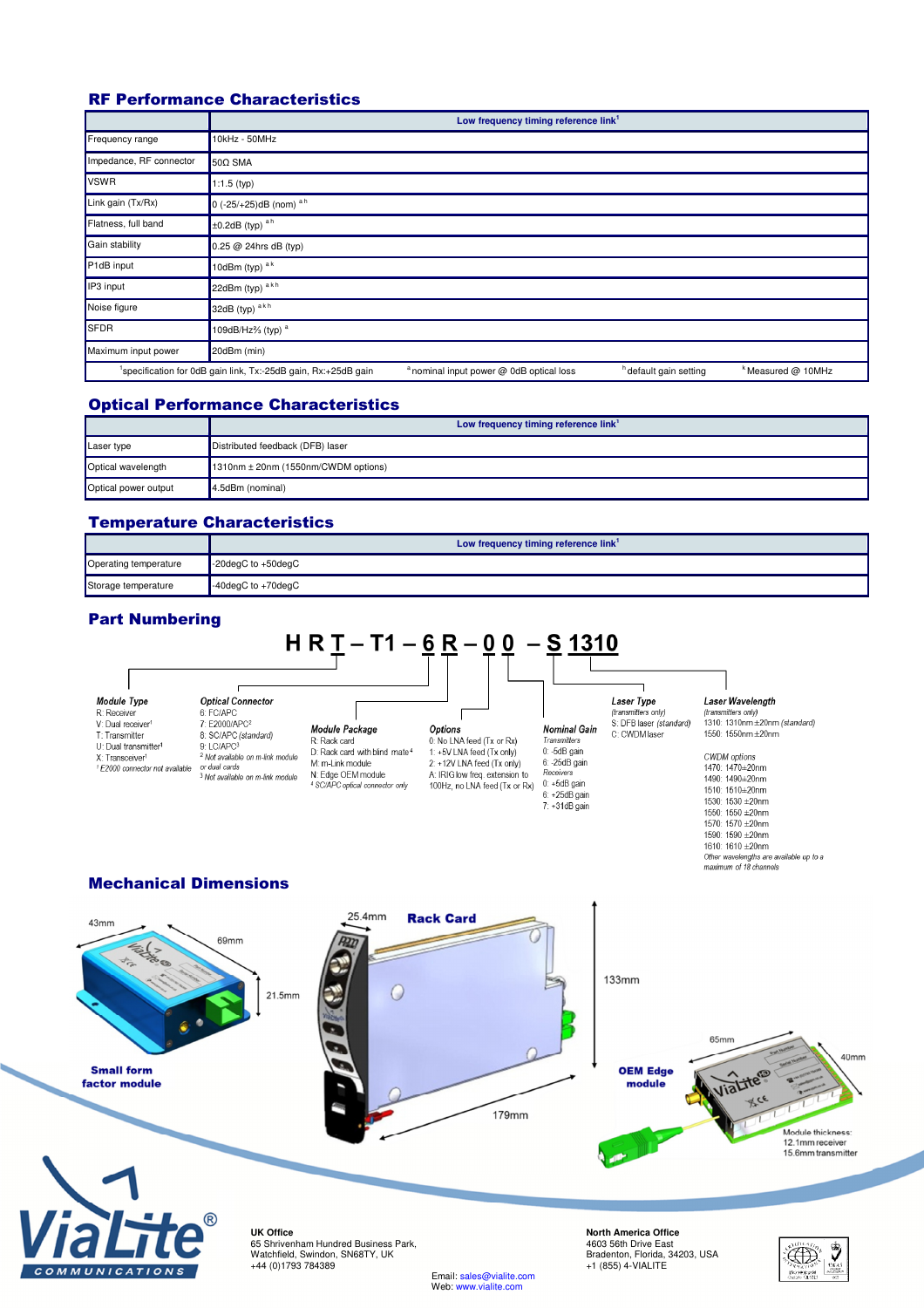## RF Performance Characteristics

| | Low frequency timing reference link[1] |
|---|---|
| Frequency range | 10kHz - 50MHz |
| Impedance, RF connector | 50Ω SMA |
| VSWR | 1:1.5 (typ) |
| Link gain (Tx/Rx) | 0 (-25/+25)dB (nom) [a h] |
| Flatness, full band | ±0.2dB (typ) [a h] |
| Gain stability | 0.25 @ 24hrs dB (typ) |
| P1dB input | 10dBm (typ) [a k] |
| IP3 input | 22dBm (typ) [a k h] |
| Noise figure | 32dB (typ) [a k h] |
| SFDR | 109dB/Hz⅔ (typ) [a] |
| Maximum input power | 20dBm (min) |

[1]specification for 0dB gain link, Tx:-25dB gain, Rx:+25dB gain [a]nominal input power @ 0dB optical loss [h]default gain setting [k]Measured @ 10MHz

## Optical Performance Characteristics

| | Low frequency timing reference link[1] |
|---|---|
| Laser type | Distributed feedback (DFB) laser |
| Optical wavelength | 1310nm ± 20nm (1550nm/CWDM options) |
| Optical power output | 4.5dBm (nominal) |

## Temperature Characteristics

| | Low frequency timing reference link[1] |
|---|---|
| Operating temperature | -20degC to +50degC |
| Storage temperature | -40degC to +70degC |

## Part Numbering

**HRT – T1 – 6R – 00 – S 1310**

*Module Type*
R: Receiver
V: Dual receiver[1]
T: Transmitter
U: Dual transmitter[1]
X: Transceiver[1]
[1]E2000 connector not available

*Optical Connector*
6: FC/APC
7: E2000/APC[2]
8: SC/APC (standard)
9: LC/APC[3]
[2] Not available on m-link module or dual cards
[3] Not available on m-link module

*Module Package*
R: Rack card
D: Rack card with blind mate[4]
M: m-Link module
N: Edge OEM module
[4] SC/APC optical connector only

*Options*
0: No LNA feed (Tx or Rx)
1: +5V LNA feed (Tx only)
2: +12V LNA feed (Tx only)
A: IRIG low freq. extension to 100Hz, no LNA feed (Tx or Rx)

*Nominal Gain*
Transmitters
0: -5dB gain
6: -25dB gain
Receivers
0: +5dB gain
6: +25dB gain
7: +31dB gain

*Laser Type*
(transmitters only)
S: DFB laser (standard)
C: CWDM laser

*Laser Wavelength*
(transmitters only)
1310: 1310nm ±20nm (standard)
1550: 1550nm ±20nm

CWDM options
1470: 1470±20nm
1490: 1490±20nm
1510: 1510±20nm
1530: 1530 ±20nm
1550: 1550 ±20nm
1570: 1570 ±20nm
1590: 1590 ±20nm
1610: 1610 ±20nm
Other wavelengths are available up to a maximum of 18 channels

## Mechanical Dimensions

43mm
69mm
21.5mm
**Small form factor module**

25.4mm
**Rack Card**
133mm
179mm

65mm
40mm
**OEM Edge module**
Module thickness:
12.1mm receiver
15.6mm transmitter

**UK Office**
65 Shrivenham Hundred Business Park,
Watchfield, Swindon, SN68TY, UK
+44 (0)1793 784389

**North America Office**
4603 56th Drive East
Bradenton, Florida, 34203, USA
+1 (855) 4-VIALITE

Email: sales@vialite.com
Web: www.vialite.com